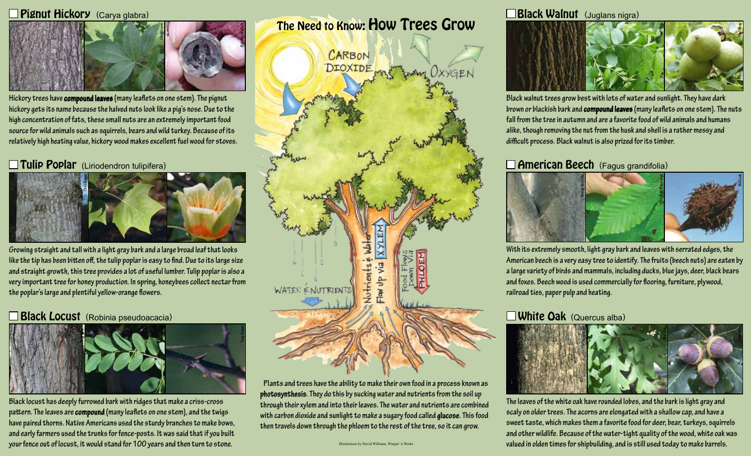## ☐ Pignut Hickory (Carya glabra)

Hickory trees have **compound leaves** (many leaflets on one stem). The pignut hickory gets its name because the halved nuts look like a pig's nose. Due to the high concentration of fats, these small nuts are an extremely important food source for wild animals such as squirrels, bears and wild turkey. Because of its relatively high heating value, hickory wood makes excellent fuel wood for stoves.

## ☐ Tulip Poplar (Liriodendron tulipifera)

Growing straight and tall with a light gray bark and a large broad leaf that looks like the tip has been bitten off, the tulip poplar is easy to find. Due to its large size and straight growth, this tree provides a lot of useful lumber. Tulip poplar is also a very important tree for honey production. In spring, honeybees collect nectar from the poplar's large and plentiful yellow-orange flowers.

## ☐ Black Locust (Robinia pseudoacacia)

Black locust has deeply furrowed bark with ridges that make a criss-cross pattern. The leaves are **compound** (many leaflets on one stem), and the twigs have paired thorns. Native Americans used the sturdy branches to make bows, and early farmers used the trunks for fence-posts. It was said that if you built your fence out of locust, it would stand for 100 years and then turn to stone.

# The Need to Know: How Trees Grow

Carbon Dioxide — Oxygen

Water & Nutrients

Nutrients & Water Flow Up via XYLEM

Food Flows Down Via PHLOEM

Plants and trees have the ability to make their own food in a process known as **photosynthesis**. They do this by sucking water and nutrients from the soil up through their xylem and into their leaves. The water and nutrients are combined with carbon dioxide and sunlight to make a sugary food called **glucose**. This food then travels down through the phloem to the rest of the tree, so it can grow.

Illustrations by David Williams, Wingin' it Works

## ☐ Black Walnut (Juglans nigra)

Black walnut trees grow best with lots of water and sunlight. They have dark brown or blackish bark and **compound leaves** (many leaflets on one stem). The nuts fall from the tree in autumn and are a favorite food of wild animals and humans alike, though removing the nut from the husk and shell is a rather messy and difficult process. Black walnut is also prized for its timber.

## ☐ American Beech (Fagus grandifolia)

With its extremely smooth, light gray bark and leaves with serrated edges, the American beech is a very easy tree to identify. The fruits (beech nuts) are eaten by a large variety of birds and mammals, including ducks, blue jays, deer, black bears and foxes. Beech wood is used commercially for flooring, furniture, plywood, railroad ties, paper pulp and heating.

## ☐ White Oak (Quercus alba)

The leaves of the white oak have rounded lobes, and the bark is light gray and scaly on older trees. The acorns are elongated with a shallow cap, and have a sweet taste, which makes them a favorite food for deer, bear, turkeys, squirrels and other wildlife. Because of the water-tight quality of the wood, white oak was valued in olden times for shipbuilding, and is still used today to make barrels.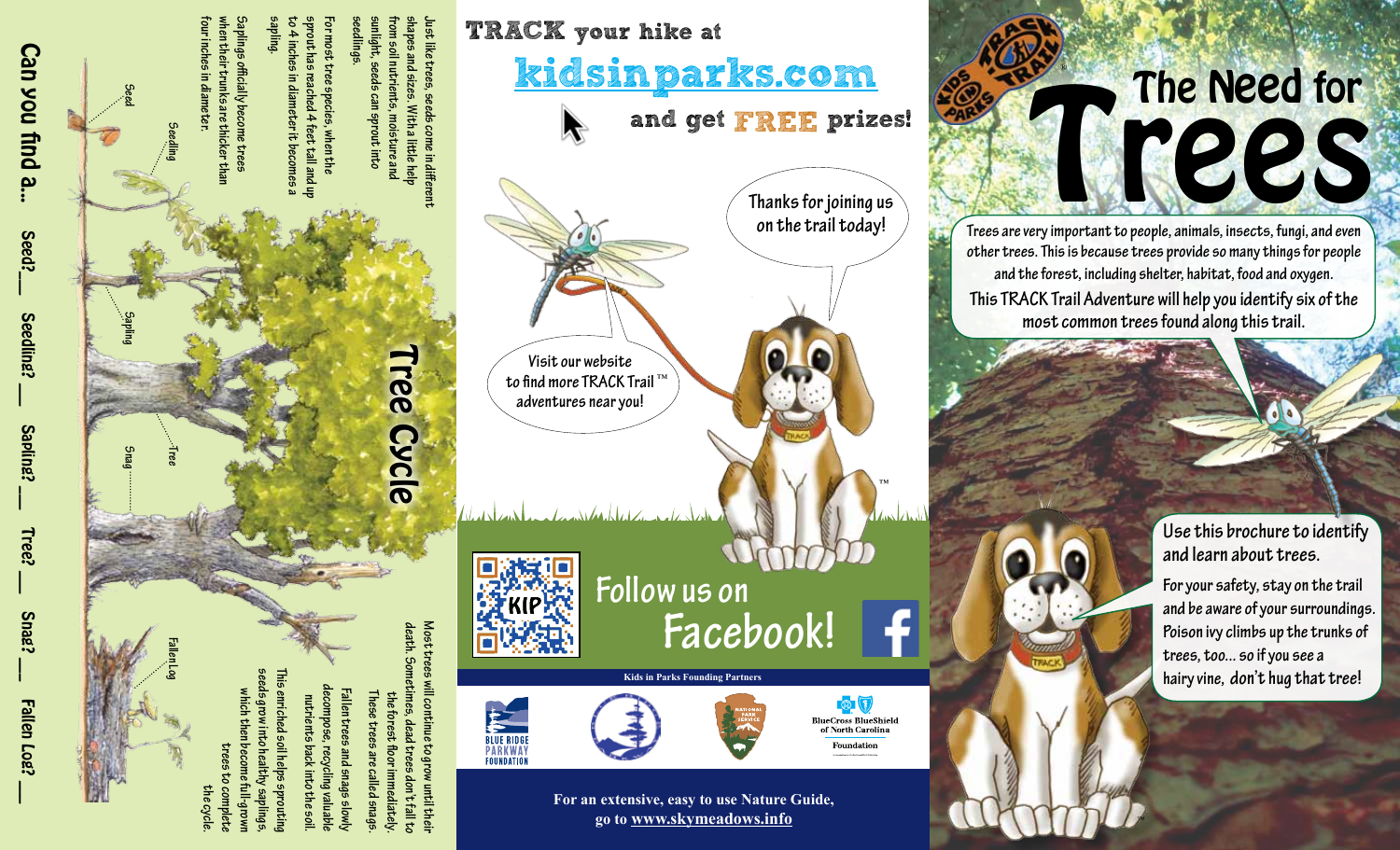# Tree Cycle

Just like trees, seeds come in different shapes and sizes. With a little help from soil nutrients, moisture and sunlight, seeds can sprout into seedlings.

For most tree species, when the sprout has reached 4 feet tall and up to 4 inches in diameter it becomes a sapling.

Saplings officially become trees when their trunks are thicker than four inches in diameter.

Most trees will continue to grow until their death. Sometimes, dead trees don't fall to the forest floor immediately. These trees are called snags.

Fallen trees and snags slowly decompose, recycling valuable nutrients back into the soil.

This enriched soil helps sprouting seeds grow into healthy saplings, which then become full-grown trees to complete the cycle.

Seed

Seedling

Sapling

Tree

Snag

Fallen Log

**Can you find a... Seed? ___ Seedling? ___ Sapling? ___ Tree? ___ Snag? ___ Fallen Log? ___**

---

**TRACK your hike at kidsinparks.com and get FREE prizes!**

Thanks for joining us on the trail today!

Visit our website to find more TRACK Trail™ adventures near you!

Follow us on Facebook!

Kids in Parks Founding Partners

BLUE RIDGE PARKWAY FOUNDATION

NATIONAL PARK SERVICE

BlueCross BlueShield of North Carolina Foundation

For an extensive, easy to use Nature Guide, go to www.skymeadows.info

---

KIDS IN PARKS TRACK TRAIL®

# The Need for Trees

Trees are very important to people, animals, insects, fungi, and even other trees. This is because trees provide so many things for people and the forest, including shelter, habitat, food and oxygen.

This TRACK Trail Adventure will help you identify six of the most common trees found along this trail.

Use this brochure to identify and learn about trees.

For your safety, stay on the trail and be aware of your surroundings. Poison ivy climbs up the trunks of trees, too... so if you see a hairy vine, don't hug that tree!